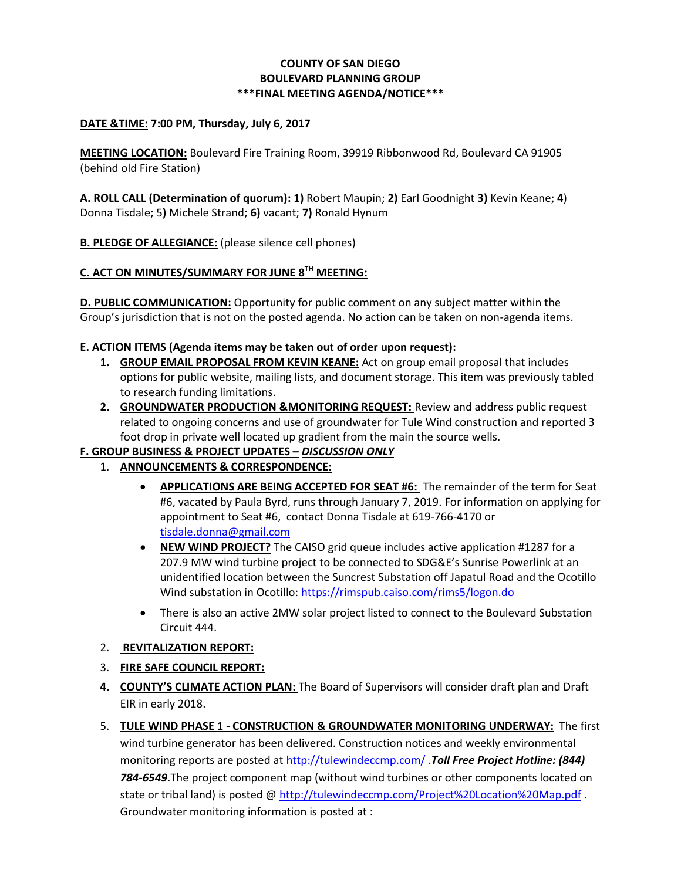**COUNTY OF SAN DIEGO**
**BOULEVARD PLANNING GROUP**
**\*\*\*FINAL MEETING AGENDA/NOTICE\*\*\***

**DATE &TIME: 7:00 PM, Thursday, July 6, 2017**

**MEETING LOCATION:** Boulevard Fire Training Room, 39919 Ribbonwood Rd, Boulevard CA 91905 (behind old Fire Station)

**A. ROLL CALL (Determination of quorum): 1)** Robert Maupin; **2)** Earl Goodnight **3)** Kevin Keane; **4)** Donna Tisdale; 5**)** Michele Strand; **6)** vacant; **7)** Ronald Hynum

**B. PLEDGE OF ALLEGIANCE:** (please silence cell phones)

**C. ACT ON MINUTES/SUMMARY FOR JUNE 8TH MEETING:**

**D. PUBLIC COMMUNICATION:** Opportunity for public comment on any subject matter within the Group's jurisdiction that is not on the posted agenda. No action can be taken on non-agenda items.

**E. ACTION ITEMS (Agenda items may be taken out of order upon request):**

1. **GROUP EMAIL PROPOSAL FROM KEVIN KEANE:** Act on group email proposal that includes options for public website, mailing lists, and document storage. This item was previously tabled to research funding limitations.
2. **GROUNDWATER PRODUCTION &MONITORING REQUEST:** Review and address public request related to ongoing concerns and use of groundwater for Tule Wind construction and reported 3 foot drop in private well located up gradient from the main the source wells.

**F. GROUP BUSINESS & PROJECT UPDATES – *DISCUSSION ONLY***

1. **ANNOUNCEMENTS & CORRESPONDENCE:**
   - **APPLICATIONS ARE BEING ACCEPTED FOR SEAT #6:** The remainder of the term for Seat #6, vacated by Paula Byrd, runs through January 7, 2019. For information on applying for appointment to Seat #6, contact Donna Tisdale at 619-766-4170 or tisdale.donna@gmail.com
   - **NEW WIND PROJECT?** The CAISO grid queue includes active application #1287 for a 207.9 MW wind turbine project to be connected to SDG&E's Sunrise Powerlink at an unidentified location between the Suncrest Substation off Japatul Road and the Ocotillo Wind substation in Ocotillo: https://rimspub.caiso.com/rims5/logon.do
   - There is also an active 2MW solar project listed to connect to the Boulevard Substation Circuit 444.
2. **REVITALIZATION REPORT:**
3. **FIRE SAFE COUNCIL REPORT:**
4. **COUNTY'S CLIMATE ACTION PLAN:** The Board of Supervisors will consider draft plan and Draft EIR in early 2018.
5. **TULE WIND PHASE 1 - CONSTRUCTION & GROUNDWATER MONITORING UNDERWAY:** The first wind turbine generator has been delivered. Construction notices and weekly environmental monitoring reports are posted at http://tulewindeccmp.com/ .***Toll Free Project Hotline: (844) 784-6549***.The project component map (without wind turbines or other components located on state or tribal land) is posted @ http://tulewindeccmp.com/Project%20Location%20Map.pdf . Groundwater monitoring information is posted at :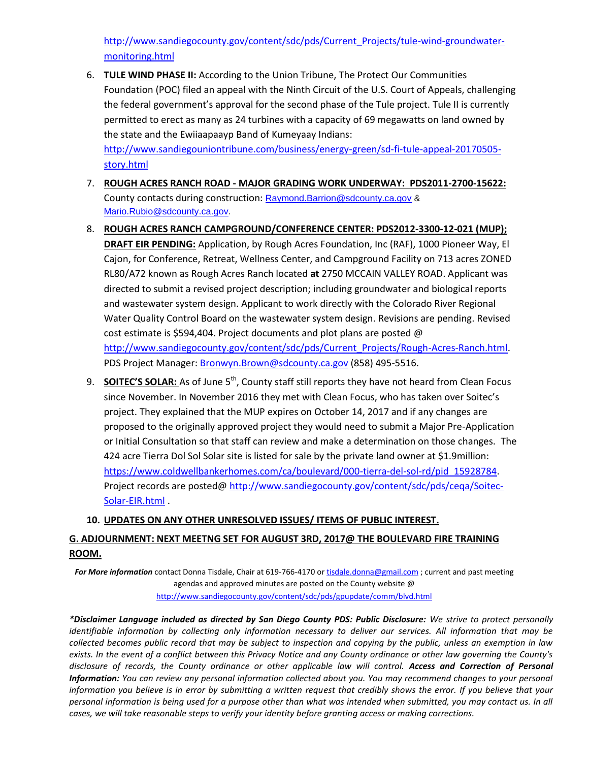http://www.sandiegocounty.gov/content/sdc/pds/Current_Projects/tule-wind-groundwater-monitoring.html

6. **TULE WIND PHASE II:** According to the Union Tribune, The Protect Our Communities Foundation (POC) filed an appeal with the Ninth Circuit of the U.S. Court of Appeals, challenging the federal government's approval for the second phase of the Tule project. Tule II is currently permitted to erect as many as 24 turbines with a capacity of 69 megawatts on land owned by the state and the Ewiiaapaayp Band of Kumeyaay Indians: http://www.sandiegouniontribune.com/business/energy-green/sd-fi-tule-appeal-20170505-story.html

7. **ROUGH ACRES RANCH ROAD - MAJOR GRADING WORK UNDERWAY: PDS2011-2700-15622:** County contacts during construction: Raymond.Barrion@sdcounty.ca.gov & Mario.Rubio@sdcounty.ca.gov.

8. **ROUGH ACRES RANCH CAMPGROUND/CONFERENCE CENTER: PDS2012-3300-12-021 (MUP); DRAFT EIR PENDING:** Application, by Rough Acres Foundation, Inc (RAF), 1000 Pioneer Way, El Cajon, for Conference, Retreat, Wellness Center, and Campground Facility on 713 acres ZONED RL80/A72 known as Rough Acres Ranch located **at** 2750 MCCAIN VALLEY ROAD. Applicant was directed to submit a revised project description; including groundwater and biological reports and wastewater system design. Applicant to work directly with the Colorado River Regional Water Quality Control Board on the wastewater system design. Revisions are pending. Revised cost estimate is $594,404. Project documents and plot plans are posted @ http://www.sandiegocounty.gov/content/sdc/pds/Current_Projects/Rough-Acres-Ranch.html. PDS Project Manager: Bronwyn.Brown@sdcounty.ca.gov (858) 495-5516.

9. **SOITEC'S SOLAR:** As of June 5th, County staff still reports they have not heard from Clean Focus since November. In November 2016 they met with Clean Focus, who has taken over Soitec's project. They explained that the MUP expires on October 14, 2017 and if any changes are proposed to the originally approved project they would need to submit a Major Pre-Application or Initial Consultation so that staff can review and make a determination on those changes. The 424 acre Tierra Dol Sol Solar site is listed for sale by the private land owner at $1.9million: https://www.coldwellbankerhomes.com/ca/boulevard/000-tierra-del-sol-rd/pid_15928784. Project records are posted@ http://www.sandiegocounty.gov/content/sdc/pds/ceqa/Soitec-Solar-EIR.html .

10. **UPDATES ON ANY OTHER UNRESOLVED ISSUES/ ITEMS OF PUBLIC INTEREST.**

**G. ADJOURNMENT: NEXT MEETNG SET FOR AUGUST 3RD, 2017@ THE BOULEVARD FIRE TRAINING ROOM.**

***For More information*** contact Donna Tisdale, Chair at 619-766-4170 or tisdale.donna@gmail.com ; current and past meeting agendas and approved minutes are posted on the County website @ http://www.sandiegocounty.gov/content/sdc/pds/gpupdate/comm/blvd.html

***\*Disclaimer Language included as directed by San Diego County PDS: Public Disclosure:*** *We strive to protect personally identifiable information by collecting only information necessary to deliver our services. All information that may be collected becomes public record that may be subject to inspection and copying by the public, unless an exemption in law exists. In the event of a conflict between this Privacy Notice and any County ordinance or other law governing the County's disclosure of records, the County ordinance or other applicable law will control.* ***Access and Correction of Personal Information:*** *You can review any personal information collected about you. You may recommend changes to your personal information you believe is in error by submitting a written request that credibly shows the error. If you believe that your personal information is being used for a purpose other than what was intended when submitted, you may contact us. In all cases, we will take reasonable steps to verify your identity before granting access or making corrections.*